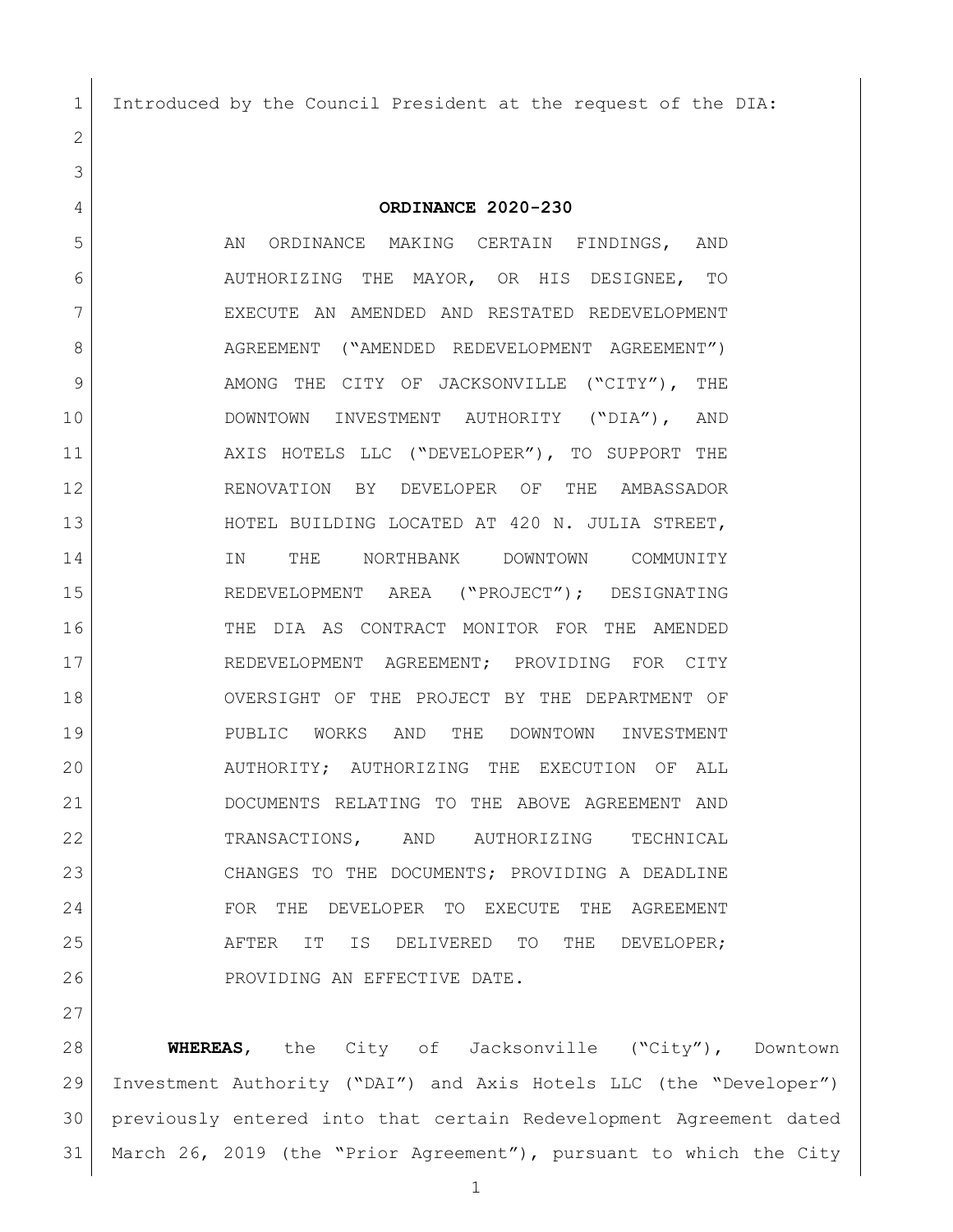Introduced by the Council President at the request of the DIA:

# ORDINANCE 2020-230

AN ORDINANCE MAKING CERTAIN FINDINGS, AND AUTHORIZING THE MAYOR, OR HIS DESIGNEE, TO EXECUTE AN AMENDED AND RESTATED REDEVELOPMENT AGREEMENT ("AMENDED REDEVELOPMENT AGREEMENT") AMONG THE CITY OF JACKSONVILLE ("CITY"), THE DOWNTOWN INVESTMENT AUTHORITY ("DIA"), AND AXIS HOTELS LLC ("DEVELOPER"), TO SUPPORT THE RENOVATION BY DEVELOPER OF THE AMBASSADOR HOTEL BUILDING LOCATED AT 420 N. JULIA STREET, IN THE NORTHBANK DOWNTOWN COMMUNITY REDEVELOPMENT AREA ("PROJECT"); DESIGNATING THE DIA AS CONTRACT MONITOR FOR THE AMENDED REDEVELOPMENT AGREEMENT; PROVIDING FOR CITY OVERSIGHT OF THE PROJECT BY THE DEPARTMENT OF PUBLIC WORKS AND THE DOWNTOWN INVESTMENT AUTHORITY; AUTHORIZING THE EXECUTION OF ALL DOCUMENTS RELATING TO THE ABOVE AGREEMENT AND TRANSACTIONS, AND AUTHORIZING TECHNICAL CHANGES TO THE DOCUMENTS; PROVIDING A DEADLINE FOR THE DEVELOPER TO EXECUTE THE AGREEMENT AFTER IT IS DELIVERED TO THE DEVELOPER; PROVIDING AN EFFECTIVE DATE.

**WHEREAS**, the City of Jacksonville ("City"), Downtown Investment Authority ("DAI") and Axis Hotels LLC (the "Developer") previously entered into that certain Redevelopment Agreement dated March 26, 2019 (the "Prior Agreement"), pursuant to which the City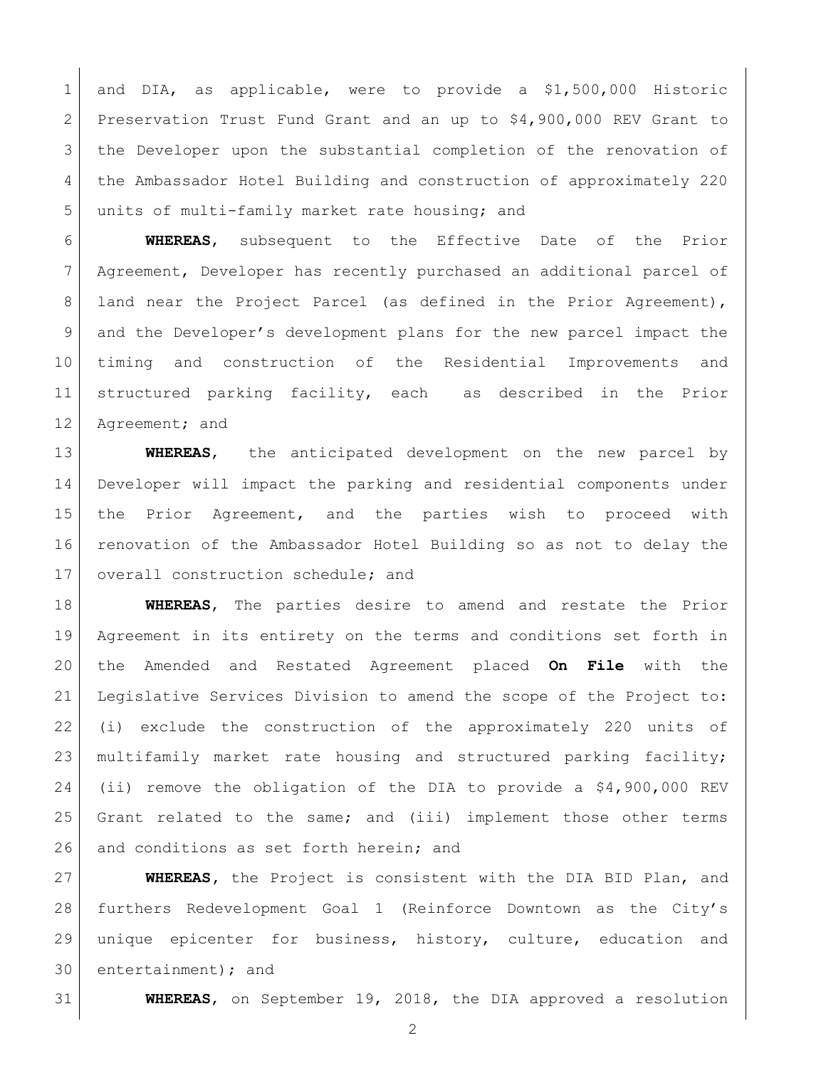and DIA, as applicable, were to provide a $1,500,000 Historic Preservation Trust Fund Grant and an up to $4,900,000 REV Grant to the Developer upon the substantial completion of the renovation of the Ambassador Hotel Building and construction of approximately 220 units of multi-family market rate housing; and

**WHEREAS**, subsequent to the Effective Date of the Prior Agreement, Developer has recently purchased an additional parcel of land near the Project Parcel (as defined in the Prior Agreement), and the Developer's development plans for the new parcel impact the timing and construction of the Residential Improvements and structured parking facility, each as described in the Prior Agreement; and

**WHEREAS**, the anticipated development on the new parcel by Developer will impact the parking and residential components under the Prior Agreement, and the parties wish to proceed with renovation of the Ambassador Hotel Building so as not to delay the overall construction schedule; and

**WHEREAS**, The parties desire to amend and restate the Prior Agreement in its entirety on the terms and conditions set forth in the Amended and Restated Agreement placed **On File** with the Legislative Services Division to amend the scope of the Project to: (i) exclude the construction of the approximately 220 units of multifamily market rate housing and structured parking facility; (ii) remove the obligation of the DIA to provide a $4,900,000 REV Grant related to the same; and (iii) implement those other terms and conditions as set forth herein; and

**WHEREAS**, the Project is consistent with the DIA BID Plan, and furthers Redevelopment Goal 1 (Reinforce Downtown as the City's unique epicenter for business, history, culture, education and entertainment); and

**WHEREAS**, on September 19, 2018, the DIA approved a resolution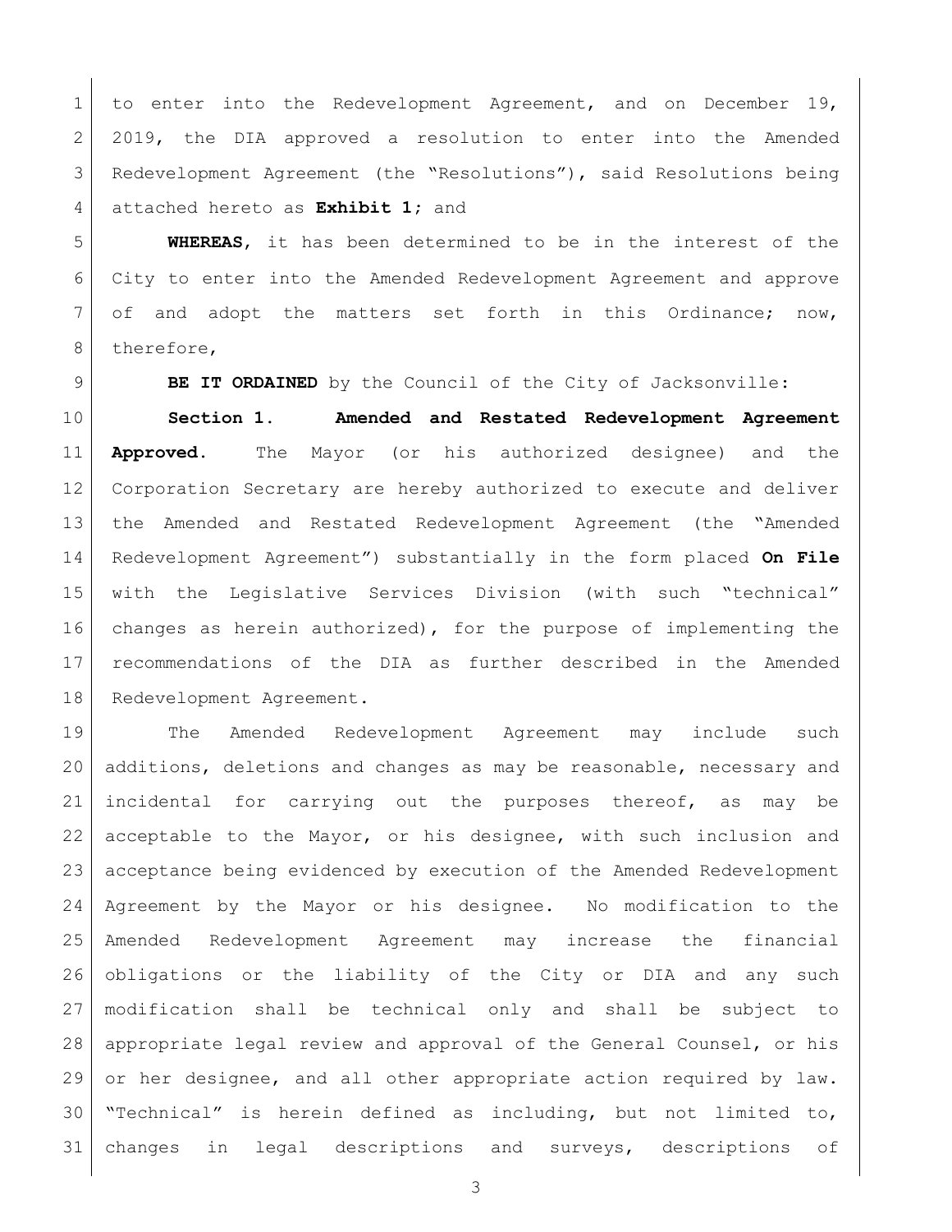to enter into the Redevelopment Agreement, and on December 19, 2019, the DIA approved a resolution to enter into the Amended Redevelopment Agreement (the "Resolutions"), said Resolutions being attached hereto as **Exhibit 1**; and

**WHEREAS**, it has been determined to be in the interest of the City to enter into the Amended Redevelopment Agreement and approve of and adopt the matters set forth in this Ordinance; now, therefore,

**BE IT ORDAINED** by the Council of the City of Jacksonville:

**Section 1. Amended and Restated Redevelopment Agreement Approved.** The Mayor (or his authorized designee) and the Corporation Secretary are hereby authorized to execute and deliver the Amended and Restated Redevelopment Agreement (the "Amended Redevelopment Agreement") substantially in the form placed **On File** with the Legislative Services Division (with such "technical" changes as herein authorized), for the purpose of implementing the recommendations of the DIA as further described in the Amended Redevelopment Agreement.

The Amended Redevelopment Agreement may include such additions, deletions and changes as may be reasonable, necessary and incidental for carrying out the purposes thereof, as may be acceptable to the Mayor, or his designee, with such inclusion and acceptance being evidenced by execution of the Amended Redevelopment Agreement by the Mayor or his designee. No modification to the Amended Redevelopment Agreement may increase the financial obligations or the liability of the City or DIA and any such modification shall be technical only and shall be subject to appropriate legal review and approval of the General Counsel, or his or her designee, and all other appropriate action required by law. "Technical" is herein defined as including, but not limited to, changes in legal descriptions and surveys, descriptions of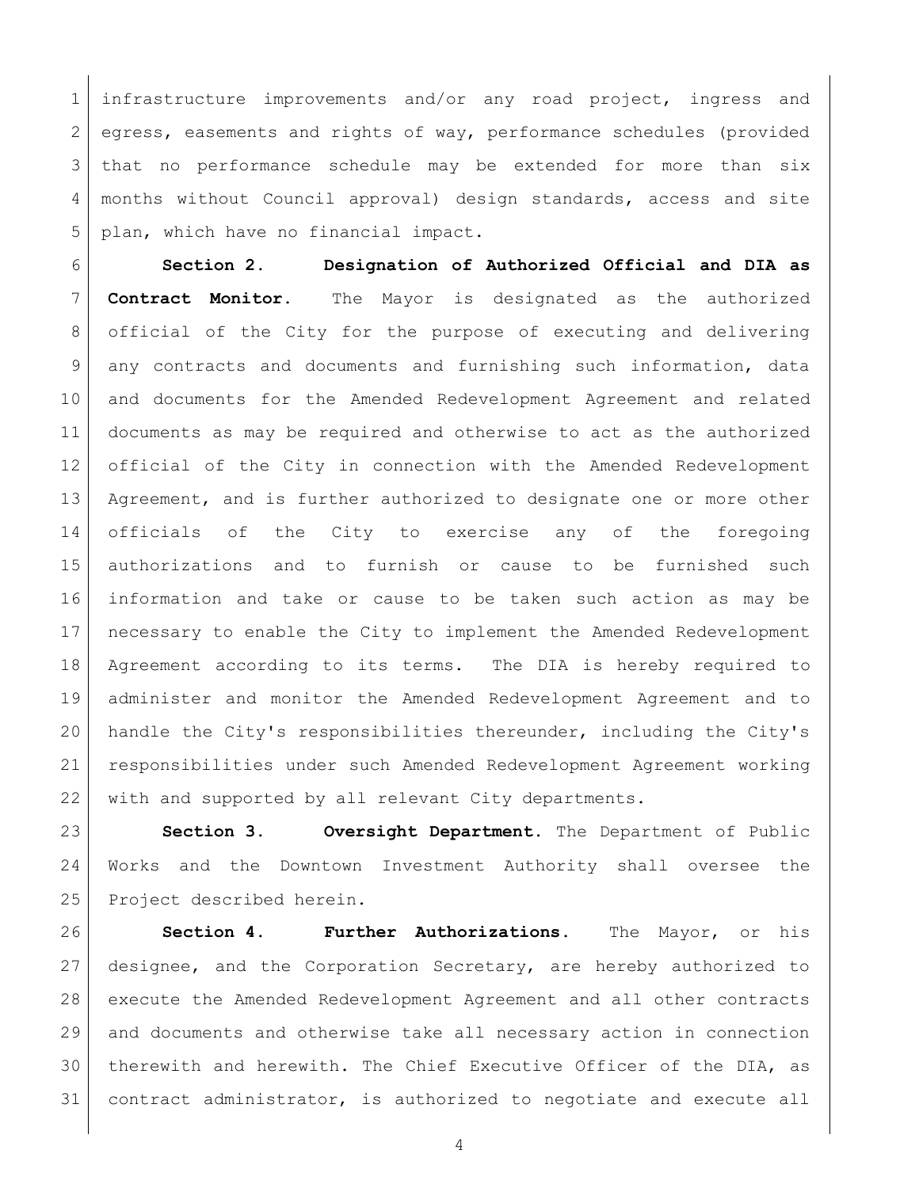infrastructure improvements and/or any road project, ingress and egress, easements and rights of way, performance schedules (provided that no performance schedule may be extended for more than six months without Council approval) design standards, access and site plan, which have no financial impact.

**Section 2. Designation of Authorized Official and DIA as Contract Monitor.** The Mayor is designated as the authorized official of the City for the purpose of executing and delivering any contracts and documents and furnishing such information, data and documents for the Amended Redevelopment Agreement and related documents as may be required and otherwise to act as the authorized official of the City in connection with the Amended Redevelopment Agreement, and is further authorized to designate one or more other officials of the City to exercise any of the foregoing authorizations and to furnish or cause to be furnished such information and take or cause to be taken such action as may be necessary to enable the City to implement the Amended Redevelopment Agreement according to its terms. The DIA is hereby required to administer and monitor the Amended Redevelopment Agreement and to handle the City's responsibilities thereunder, including the City's responsibilities under such Amended Redevelopment Agreement working with and supported by all relevant City departments.

**Section 3. Oversight Department.** The Department of Public Works and the Downtown Investment Authority shall oversee the Project described herein.

**Section 4. Further Authorizations.** The Mayor, or his designee, and the Corporation Secretary, are hereby authorized to execute the Amended Redevelopment Agreement and all other contracts and documents and otherwise take all necessary action in connection therewith and herewith. The Chief Executive Officer of the DIA, as contract administrator, is authorized to negotiate and execute all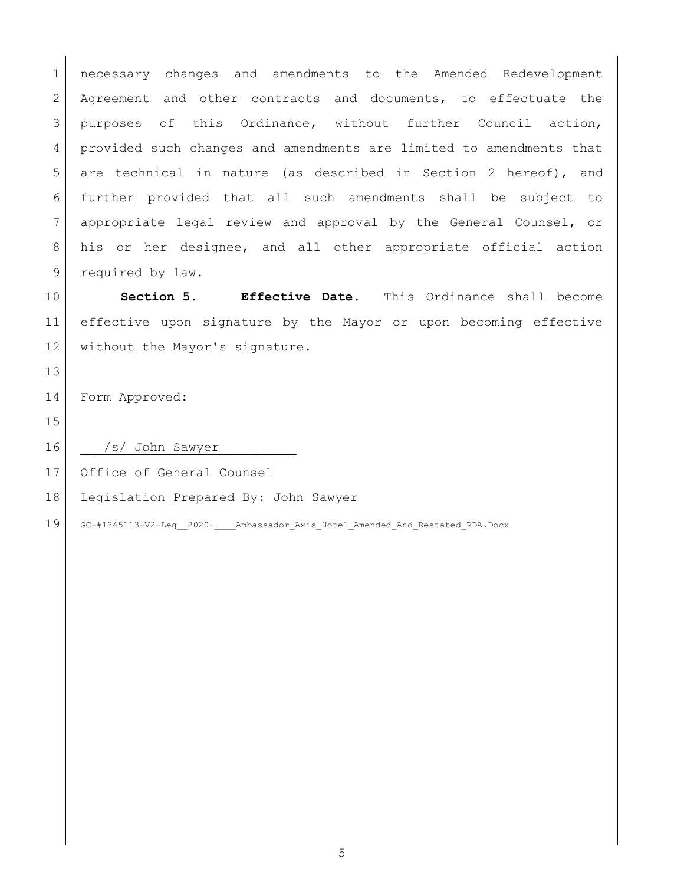necessary changes and amendments to the Amended Redevelopment Agreement and other contracts and documents, to effectuate the purposes of this Ordinance, without further Council action, provided such changes and amendments are limited to amendments that are technical in nature (as described in Section 2 hereof), and further provided that all such amendments shall be subject to appropriate legal review and approval by the General Counsel, or his or her designee, and all other appropriate official action required by law.

**Section 5. Effective Date.** This Ordinance shall become effective upon signature by the Mayor or upon becoming effective without the Mayor's signature.

Form Approved:

__ /s/ John Sawyer__________

Office of General Counsel

Legislation Prepared By: John Sawyer

GC-#1345113-V2-Leg__2020-____Ambassador_Axis_Hotel_Amended_And_Restated_RDA.Docx